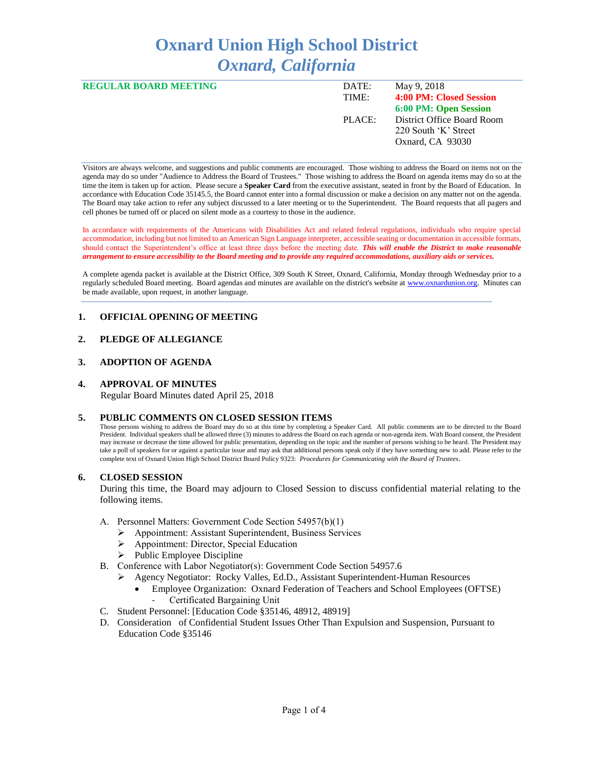# Oxnard Union High School District
## *Oxnard, California*

**REGULAR BOARD MEETING**

| | |
|---|---|
| DATE: | May 9, 2018 |
| TIME: | **4:00 PM: Closed Session** |
| | **6:00 PM: Open Session** |
| PLACE: | District Office Board Room |
| | 220 South 'K' Street |
| | Oxnard, CA 93030 |

Visitors are always welcome, and suggestions and public comments are encouraged. Those wishing to address the Board on items not on the agenda may do so under "Audience to Address the Board of Trustees." Those wishing to address the Board on agenda items may do so at the time the item is taken up for action. Please secure a **Speaker Card** from the executive assistant, seated in front by the Board of Education. In accordance with Education Code 35145.5, the Board cannot enter into a formal discussion or make a decision on any matter not on the agenda. The Board may take action to refer any subject discussed to a later meeting or to the Superintendent. The Board requests that all pagers and cell phones be turned off or placed on silent mode as a courtesy to those in the audience.

In accordance with requirements of the Americans with Disabilities Act and related federal regulations, individuals who require special accommodation, including but not limited to an American Sign Language interpreter, accessible seating or documentation in accessible formats, should contact the Superintendent's office at least three days before the meeting date. ***This will enable the District to make reasonable arrangement to ensure accessibility to the Board meeting and to provide any required accommodations, auxiliary aids or services.***

A complete agenda packet is available at the District Office, 309 South K Street, Oxnard, California, Monday through Wednesday prior to a regularly scheduled Board meeting. Board agendas and minutes are available on the district's website at www.oxnardunion.org. Minutes can be made available, upon request, in another language.

**1. OFFICIAL OPENING OF MEETING**

**2. PLEDGE OF ALLEGIANCE**

**3. ADOPTION OF AGENDA**

**4. APPROVAL OF MINUTES**

Regular Board Minutes dated April 25, 2018

**5. PUBLIC COMMENTS ON CLOSED SESSION ITEMS**

Those persons wishing to address the Board may do so at this time by completing a Speaker Card. All public comments are to be directed to the Board President. Individual speakers shall be allowed three (3) minutes to address the Board on each agenda or non-agenda item. With Board consent, the President may increase or decrease the time allowed for public presentation, depending on the topic and the number of persons wishing to be heard. The President may take a poll of speakers for or against a particular issue and may ask that additional persons speak only if they have something new to add. Please refer to the complete text of Oxnard Union High School District Board Policy 9323: *Procedures for Communicating with the Board of Trustees*.

**6. CLOSED SESSION**

During this time, the Board may adjourn to Closed Session to discuss confidential material relating to the following items.

A. Personnel Matters: Government Code Section 54957(b)(1)
   - Appointment: Assistant Superintendent, Business Services
   - Appointment: Director, Special Education
   - Public Employee Discipline

B. Conference with Labor Negotiator(s): Government Code Section 54957.6
   - Agency Negotiator: Rocky Valles, Ed.D., Assistant Superintendent-Human Resources
     - Employee Organization: Oxnard Federation of Teachers and School Employees (OFTSE)
       - Certificated Bargaining Unit

C. Student Personnel: [Education Code §35146, 48912, 48919]

D. Consideration of Confidential Student Issues Other Than Expulsion and Suspension, Pursuant to Education Code §35146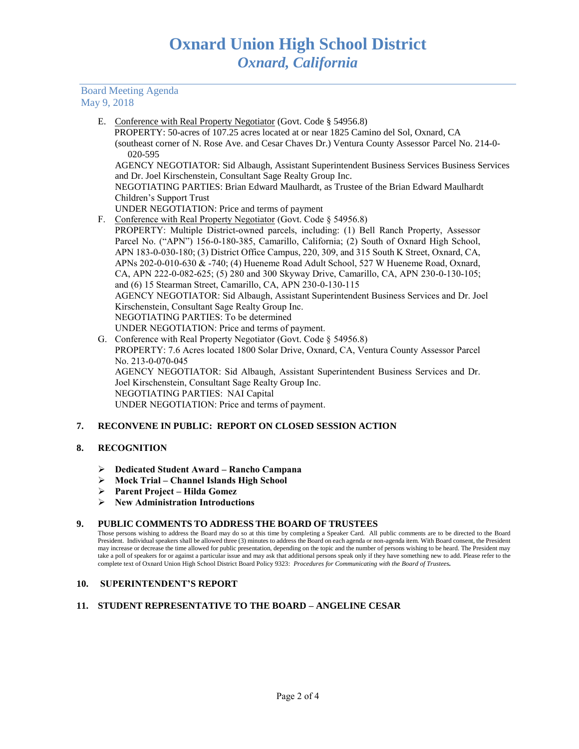Board Meeting Agenda
May 9, 2018

E. Conference with Real Property Negotiator (Govt. Code § 54956.8)
PROPERTY: 50-acres of 107.25 acres located at or near 1825 Camino del Sol, Oxnard, CA (southeast corner of N. Rose Ave. and Cesar Chaves Dr.) Ventura County Assessor Parcel No. 214-0-020-595
AGENCY NEGOTIATOR: Sid Albaugh, Assistant Superintendent Business Services Business Services and Dr. Joel Kirschenstein, Consultant Sage Realty Group Inc.
NEGOTIATING PARTIES: Brian Edward Maulhardt, as Trustee of the Brian Edward Maulhardt Children's Support Trust
UNDER NEGOTIATION: Price and terms of payment

F. Conference with Real Property Negotiator (Govt. Code § 54956.8)
PROPERTY: Multiple District-owned parcels, including: (1) Bell Ranch Property, Assessor Parcel No. ("APN") 156-0-180-385, Camarillo, California; (2) South of Oxnard High School, APN 183-0-030-180; (3) District Office Campus, 220, 309, and 315 South K Street, Oxnard, CA, APNs 202-0-010-630 & -740; (4) Hueneme Road Adult School, 527 W Hueneme Road, Oxnard, CA, APN 222-0-082-625; (5) 280 and 300 Skyway Drive, Camarillo, CA, APN 230-0-130-105; and (6) 15 Stearman Street, Camarillo, CA, APN 230-0-130-115
AGENCY NEGOTIATOR: Sid Albaugh, Assistant Superintendent Business Services and Dr. Joel Kirschenstein, Consultant Sage Realty Group Inc.
NEGOTIATING PARTIES: To be determined
UNDER NEGOTIATION: Price and terms of payment.

G. Conference with Real Property Negotiator (Govt. Code § 54956.8)
PROPERTY: 7.6 Acres located 1800 Solar Drive, Oxnard, CA, Ventura County Assessor Parcel No. 213-0-070-045
AGENCY NEGOTIATOR: Sid Albaugh, Assistant Superintendent Business Services and Dr. Joel Kirschenstein, Consultant Sage Realty Group Inc.
NEGOTIATING PARTIES: NAI Capital
UNDER NEGOTIATION: Price and terms of payment.

## 7. RECONVENE IN PUBLIC: REPORT ON CLOSED SESSION ACTION

## 8. RECOGNITION

- **Dedicated Student Award – Rancho Campana**
- **Mock Trial – Channel Islands High School**
- **Parent Project – Hilda Gomez**
- **New Administration Introductions**

## 9. PUBLIC COMMENTS TO ADDRESS THE BOARD OF TRUSTEES

Those persons wishing to address the Board may do so at this time by completing a Speaker Card. All public comments are to be directed to the Board President. Individual speakers shall be allowed three (3) minutes to address the Board on each agenda or non-agenda item. With Board consent, the President may increase or decrease the time allowed for public presentation, depending on the topic and the number of persons wishing to be heard. The President may take a poll of speakers for or against a particular issue and may ask that additional persons speak only if they have something new to add. Please refer to the complete text of Oxnard Union High School District Board Policy 9323: *Procedures for Communicating with the Board of Trustees.*

## 10. SUPERINTENDENT'S REPORT

## 11. STUDENT REPRESENTATIVE TO THE BOARD – ANGELINE CESAR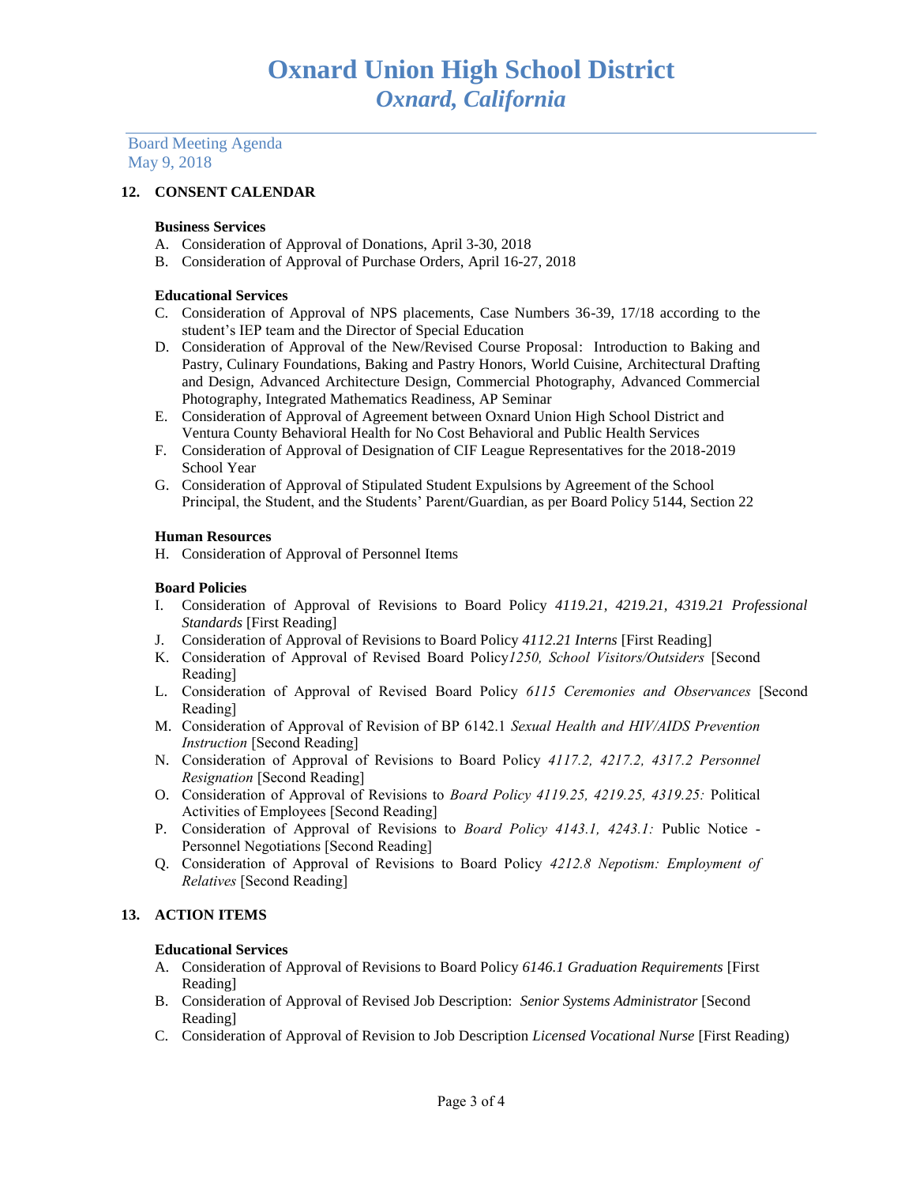# Oxnard Union High School District
## *Oxnard, California*

Board Meeting Agenda
May 9, 2018

### 12. CONSENT CALENDAR

**Business Services**

A. Consideration of Approval of Donations, April 3-30, 2018
B. Consideration of Approval of Purchase Orders, April 16-27, 2018

**Educational Services**

C. Consideration of Approval of NPS placements, Case Numbers 36-39, 17/18 according to the student's IEP team and the Director of Special Education
D. Consideration of Approval of the New/Revised Course Proposal: Introduction to Baking and Pastry, Culinary Foundations, Baking and Pastry Honors, World Cuisine, Architectural Drafting and Design, Advanced Architecture Design, Commercial Photography, Advanced Commercial Photography, Integrated Mathematics Readiness, AP Seminar
E. Consideration of Approval of Agreement between Oxnard Union High School District and Ventura County Behavioral Health for No Cost Behavioral and Public Health Services
F. Consideration of Approval of Designation of CIF League Representatives for the 2018-2019 School Year
G. Consideration of Approval of Stipulated Student Expulsions by Agreement of the School Principal, the Student, and the Students' Parent/Guardian, as per Board Policy 5144, Section 22

**Human Resources**

H. Consideration of Approval of Personnel Items

**Board Policies**

I. Consideration of Approval of Revisions to Board Policy *4119.21, 4219.21, 4319.21 Professional Standards* [First Reading]
J. Consideration of Approval of Revisions to Board Policy *4112.21 Interns* [First Reading]
K. Consideration of Approval of Revised Board Policy*1250, School Visitors/Outsiders* [Second Reading]
L. Consideration of Approval of Revised Board Policy *6115 Ceremonies and Observances* [Second Reading]
M. Consideration of Approval of Revision of BP 6142.1 *Sexual Health and HIV/AIDS Prevention Instruction* [Second Reading]
N. Consideration of Approval of Revisions to Board Policy *4117.2, 4217.2, 4317.2 Personnel Resignation* [Second Reading]
O. Consideration of Approval of Revisions to *Board Policy 4119.25, 4219.25, 4319.25:* Political Activities of Employees [Second Reading]
P. Consideration of Approval of Revisions to *Board Policy 4143.1, 4243.1:* Public Notice - Personnel Negotiations [Second Reading]
Q. Consideration of Approval of Revisions to Board Policy *4212.8 Nepotism: Employment of Relatives* [Second Reading]

### 13. ACTION ITEMS

**Educational Services**

A. Consideration of Approval of Revisions to Board Policy *6146.1 Graduation Requirements* [First Reading]
B. Consideration of Approval of Revised Job Description: *Senior Systems Administrator* [Second Reading]
C. Consideration of Approval of Revision to Job Description *Licensed Vocational Nurse* [First Reading)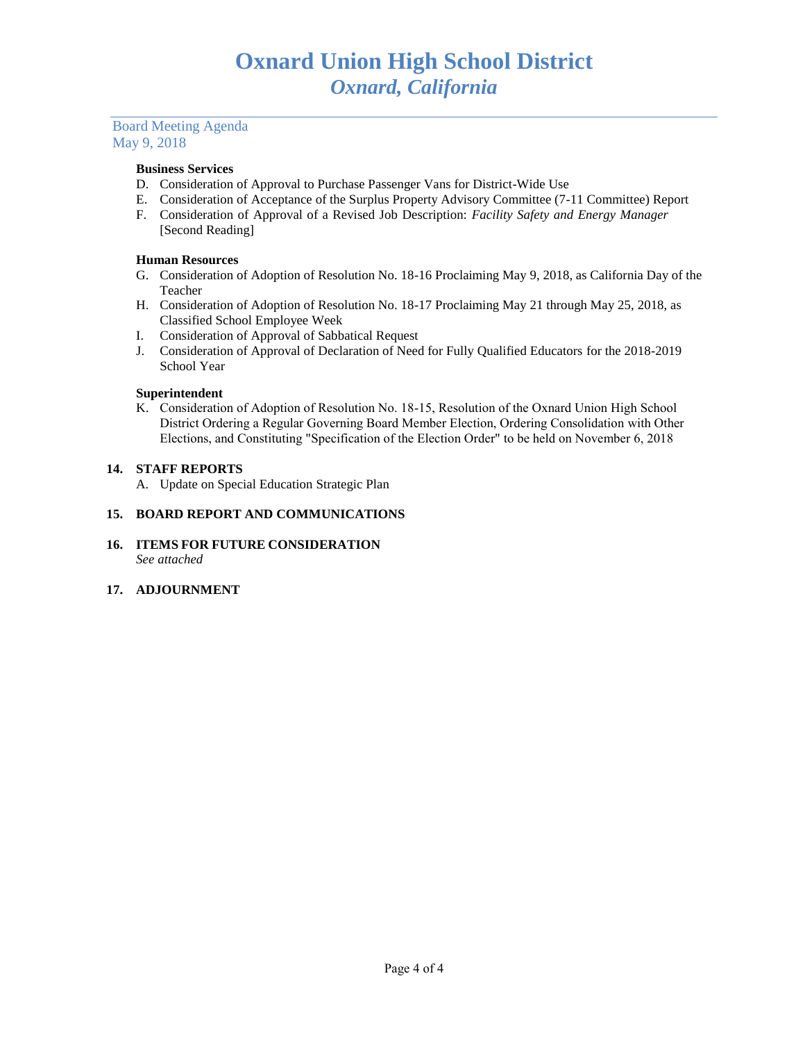**Business Services**

D. Consideration of Approval to Purchase Passenger Vans for District-Wide Use
E. Consideration of Acceptance of the Surplus Property Advisory Committee (7-11 Committee) Report
F. Consideration of Approval of a Revised Job Description: *Facility Safety and Energy Manager* [Second Reading]

**Human Resources**

G. Consideration of Adoption of Resolution No. 18-16 Proclaiming May 9, 2018, as California Day of the Teacher
H. Consideration of Adoption of Resolution No. 18-17 Proclaiming May 21 through May 25, 2018, as Classified School Employee Week
I. Consideration of Approval of Sabbatical Request
J. Consideration of Approval of Declaration of Need for Fully Qualified Educators for the 2018-2019 School Year

**Superintendent**

K. Consideration of Adoption of Resolution No. 18-15, Resolution of the Oxnard Union High School District Ordering a Regular Governing Board Member Election, Ordering Consolidation with Other Elections, and Constituting "Specification of the Election Order" to be held on November 6, 2018

**14. STAFF REPORTS**

A. Update on Special Education Strategic Plan

**15. BOARD REPORT AND COMMUNICATIONS**

**16. ITEMS FOR FUTURE CONSIDERATION**

*See attached*

**17. ADJOURNMENT**